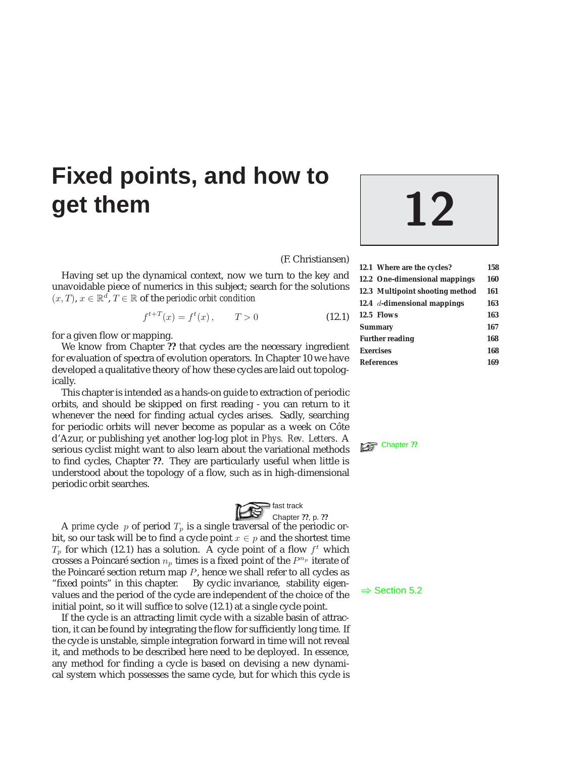# 12 Fixed points, and how to get them

| | | |
|---|---|---|
| 12.1 | Where are the cycles? | 158 |
| 12.2 | One-dimensional mappings | 160 |
| 12.3 | Multipoint shooting method | 161 |
| 12.4 | $d$-dimensional mappings | 163 |
| 12.5 | Flows | 163 |
| | Summary | 167 |
| | Further reading | 168 |
| | Exercises | 168 |
| | References | 169 |

(F. Christiansen)

Having set up the dynamical context, now we turn to the key and unavoidable piece of numerics in this subject; search for the solutions $(x, T)$, $x \in \mathbb{R}^d$, $T \in \mathbb{R}$ of the *periodic orbit condition*

$$f^{t+T}(x) = f^t(x)\,, \qquad T > 0 \tag{12.1}$$

for a given flow or mapping.

We know from Chapter **??** that cycles are the necessary ingredient for evaluation of spectra of evolution operators. In Chapter 10 we have developed a qualitative theory of how these cycles are laid out topologically.

This chapter is intended as a hands-on guide to extraction of periodic orbits, and should be skipped on first reading - you can return to it whenever the need for finding actual cycles arises. Sadly, searching for periodic orbits will never become as popular as a week on Côte d'Azur, or publishing yet another log-log plot in *Phys. Rev. Letters*. A serious cyclist might want to also learn about the variational methods to find cycles, Chapter **??**. They are particularly useful when little is understood about the topology of a flow, such as in high-dimensional periodic orbit searches.

Chapter **??**

fast track
Chapter **??**, p. **??**

A *prime* cycle $p$ of period $T_p$ is a single traversal of the periodic orbit, so our task will be to find a cycle point $x \in p$ and the shortest time $T_p$ for which (12.1) has a solution. A cycle point of a flow $f^t$ which crosses a Poincaré section $n_p$ times is a fixed point of the $P^{n_p}$ iterate of the Poincaré section return map $P$, hence we shall refer to all cycles as "fixed points" in this chapter. By cyclic invariance, stability eigenvalues and the period of the cycle are independent of the choice of the initial point, so it will suffice to solve (12.1) at a single cycle point.

⇒ Section 5.2

If the cycle is an attracting limit cycle with a sizable basin of attraction, it can be found by integrating the flow for sufficiently long time. If the cycle is unstable, simple integration forward in time will not reveal it, and methods to be described here need to be deployed. In essence, any method for finding a cycle is based on devising a new dynamical system which possesses the same cycle, but for which this cycle is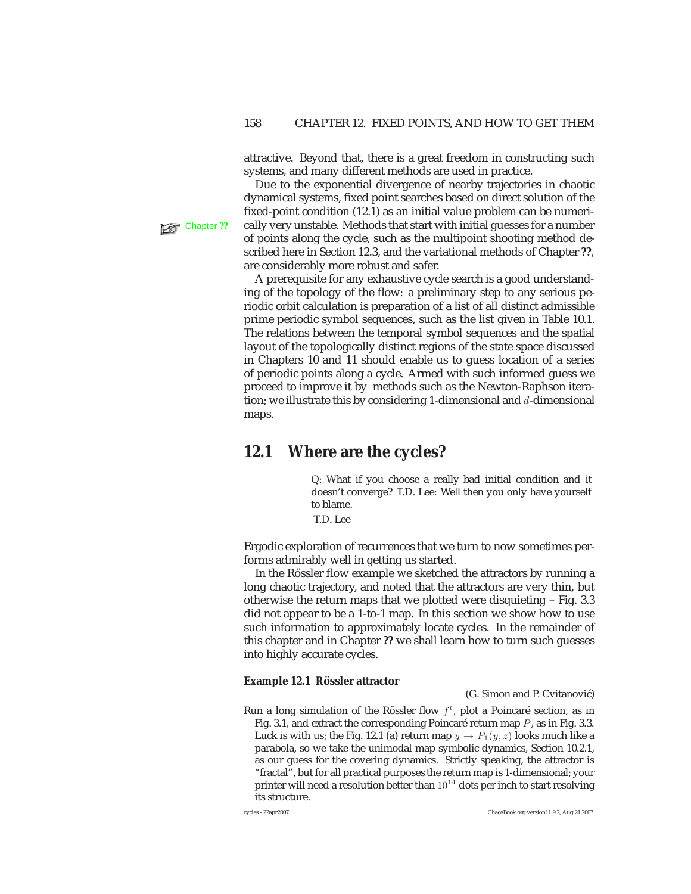attractive. Beyond that, there is a great freedom in constructing such systems, and many different methods are used in practice.

Due to the exponential divergence of nearby trajectories in chaotic dynamical systems, fixed point searches based on direct solution of the fixed-point condition (12.1) as an initial value problem can be numerically very unstable. Methods that start with initial guesses for a number of points along the cycle, such as the multipoint shooting method described here in Section 12.3, and the variational methods of Chapter **??**, are considerably more robust and safer.

Chapter **??**

A prerequisite for any exhaustive cycle search is a good understanding of the topology of the flow: a preliminary step to any serious periodic orbit calculation is preparation of a list of all distinct admissible prime periodic symbol sequences, such as the list given in Table 10.1. The relations between the temporal symbol sequences and the spatial layout of the topologically distinct regions of the state space discussed in Chapters 10 and 11 should enable us to guess location of a series of periodic points along a cycle. Armed with such informed guess we proceed to improve it by methods such as the Newton-Raphson iteration; we illustrate this by considering 1-dimensional and $d$-dimensional maps.

## 12.1 Where are the cycles?

> Q: What if you choose a really bad initial condition and it doesn't converge? T.D. Lee: Well then you only have yourself to blame.
>
> T.D. Lee

Ergodic exploration of recurrences that we turn to now sometimes performs admirably well in getting us started.

In the Rössler flow example we sketched the attractors by running a long chaotic trajectory, and noted that the attractors are very thin, but otherwise the return maps that we plotted were disquieting – Fig. 3.3 did not appear to be a 1-to-1 map. In this section we show how to use such information to approximately locate cycles. In the remainder of this chapter and in Chapter **??** we shall learn how to turn such guesses into highly accurate cycles.

**Example 12.1 Rössler attractor**

(G. Simon and P. Cvitanović)

Run a long simulation of the Rössler flow $f^t$, plot a Poincaré section, as in Fig. 3.1, and extract the corresponding Poincaré return map $P$, as in Fig. 3.3. Luck is with us; the Fig. 12.1 (a) return map $y \to P_1(y, z)$ looks much like a parabola, so we take the unimodal map symbolic dynamics, Section 10.2.1, as our guess for the covering dynamics. Strictly speaking, the attractor is "fractal", but for all practical purposes the return map is 1-dimensional; your printer will need a resolution better than $10^{14}$ dots per inch to start resolving its structure.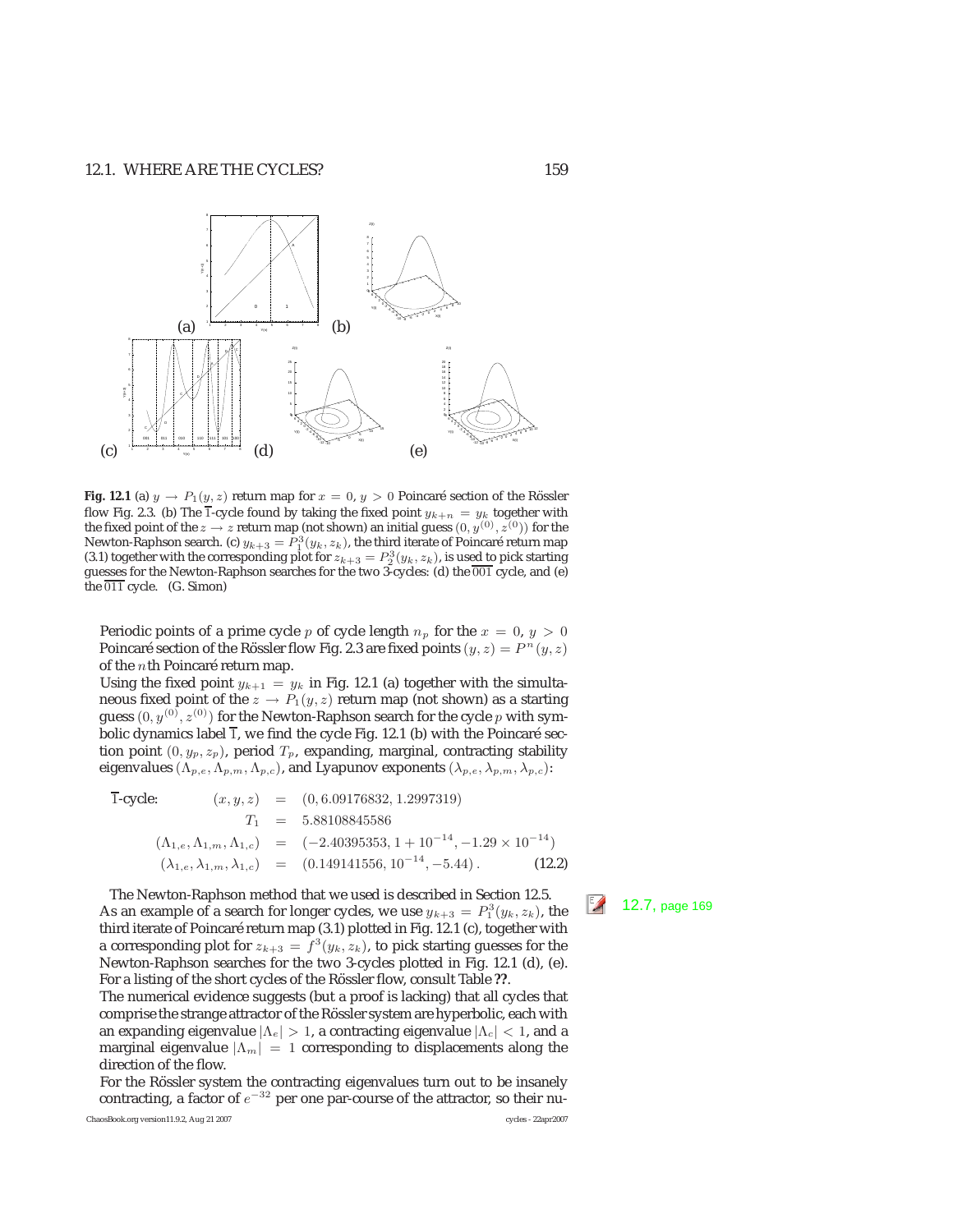**Fig. 12.1** (a) $y \to P_1(y, z)$ return map for $x = 0$, $y > 0$ Poincaré section of the Rössler flow Fig. 2.3. (b) The $\overline{1}$-cycle found by taking the fixed point $y_{k+n} = y_k$ together with the fixed point of the $z \to z$ return map (not shown) an initial guess $(0, y^{(0)}, z^{(0)})$ for the Newton-Raphson search. (c) $y_{k+3} = P_1^3(y_k, z_k)$, the third iterate of Poincaré return map (3.1) together with the corresponding plot for $z_{k+3} = P_2^3(y_k, z_k)$, is used to pick starting guesses for the Newton-Raphson searches for the two 3-cycles: (d) the $\overline{001}$ cycle, and (e) the $\overline{011}$ cycle. (G. Simon)

Periodic points of a prime cycle $p$ of cycle length $n_p$ for the $x = 0$, $y > 0$ Poincaré section of the Rössler flow Fig. 2.3 are fixed points $(y, z) = P^n(y, z)$ of the $n$th Poincaré return map.

Using the fixed point $y_{k+1} = y_k$ in Fig. 12.1 (a) together with the simultaneous fixed point of the $z \to P_1(y, z)$ return map (not shown) as a starting guess $(0, y^{(0)}, z^{(0)})$ for the Newton-Raphson search for the cycle $p$ with symbolic dynamics label $\overline{1}$, we find the cycle Fig. 12.1 (b) with the Poincaré section point $(0, y_p, z_p)$, period $T_p$, expanding, marginal, contracting stability eigenvalues $(\Lambda_{p,e}, \Lambda_{p,m}, \Lambda_{p,c})$, and Lyapunov exponents $(\lambda_{p,e}, \lambda_{p,m}, \lambda_{p,c})$:

$$
\begin{aligned}
\overline{1}\text{-cycle:} \qquad (x, y, z) &= (0, 6.09176832, 1.2997319) \\
T_1 &= 5.88108845586 \\
(\Lambda_{1,e}, \Lambda_{1,m}, \Lambda_{1,c}) &= (-2.40395353, 1 + 10^{-14}, -1.29 \times 10^{-14}) \\
(\lambda_{1,e}, \lambda_{1,m}, \lambda_{1,c}) &= (0.149141556, 10^{-14}, -5.44)\,. \qquad (12.2)
\end{aligned}
$$

The Newton-Raphson method that we used is described in Section 12.5.

12.7, page 169

As an example of a search for longer cycles, we use $y_{k+3} = P_1^3(y_k, z_k)$, the third iterate of Poincaré return map (3.1) plotted in Fig. 12.1 (c), together with a corresponding plot for $z_{k+3} = f^3(y_k, z_k)$, to pick starting guesses for the Newton-Raphson searches for the two 3-cycles plotted in Fig. 12.1 (d), (e). For a listing of the short cycles of the Rössler flow, consult Table **??**.

The numerical evidence suggests (but a proof is lacking) that all cycles that comprise the strange attractor of the Rössler system are hyperbolic, each with an expanding eigenvalue $|\Lambda_e| > 1$, a contracting eigenvalue $|\Lambda_c| < 1$, and a marginal eigenvalue $|\Lambda_m| = 1$ corresponding to displacements along the direction of the flow.

For the Rössler system the contracting eigenvalues turn out to be insanely contracting, a factor of $e^{-32}$ per one par-course of the attractor, so their nu-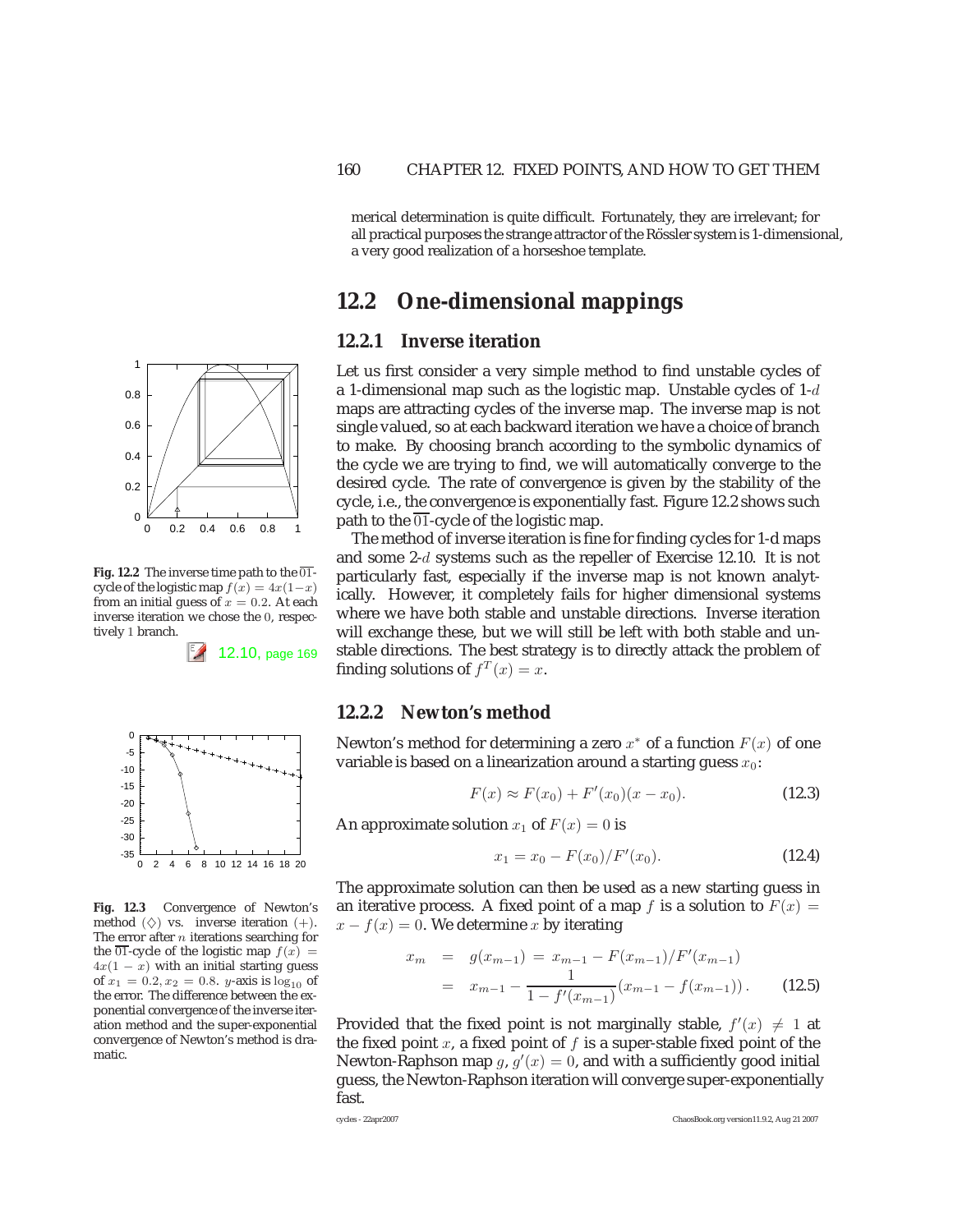merical determination is quite difficult. Fortunately, they are irrelevant; for all practical purposes the strange attractor of the Rössler system is 1-dimensional, a very good realization of a horseshoe template.

## 12.2 One-dimensional mappings

### 12.2.1 Inverse iteration

Let us first consider a very simple method to find unstable cycles of a 1-dimensional map such as the logistic map. Unstable cycles of 1-$d$ maps are attracting cycles of the inverse map. The inverse map is not single valued, so at each backward iteration we have a choice of branch to make. By choosing branch according to the symbolic dynamics of the cycle we are trying to find, we will automatically converge to the desired cycle. The rate of convergence is given by the stability of the cycle, i.e., the convergence is exponentially fast. Figure 12.2 shows such path to the $\overline{01}$-cycle of the logistic map.

**Fig. 12.2** The inverse time path to the $\overline{01}$-cycle of the logistic map $f(x) = 4x(1-x)$ from an initial guess of $x = 0.2$. At each inverse iteration we chose the 0, respectively 1 branch.

The method of inverse iteration is fine for finding cycles for 1-d maps and some 2-$d$ systems such as the repeller of Exercise 12.10. It is not particularly fast, especially if the inverse map is not known analytically. However, it completely fails for higher dimensional systems where we have both stable and unstable directions. Inverse iteration will exchange these, but we will still be left with both stable and unstable directions. The best strategy is to directly attack the problem of finding solutions of $f^T(x) = x$.

12.10, page 169

### 12.2.2 Newton's method

Newton's method for determining a zero $x^*$ of a function $F(x)$ of one variable is based on a linearization around a starting guess $x_0$:

$$F(x) \approx F(x_0) + F'(x_0)(x - x_0). \tag{12.3}$$

An approximate solution $x_1$ of $F(x) = 0$ is

$$x_1 = x_0 - F(x_0)/F'(x_0). \tag{12.4}$$

The approximate solution can then be used as a new starting guess in an iterative process. A fixed point of a map $f$ is a solution to $F(x) = x - f(x) = 0$. We determine $x$ by iterating

$$\begin{aligned} x_m &= g(x_{m-1}) = x_{m-1} - F(x_{m-1})/F'(x_{m-1}) \\ &= x_{m-1} - \frac{1}{1 - f'(x_{m-1})}(x_{m-1} - f(x_{m-1})). \end{aligned} \tag{12.5}$$

**Fig. 12.3** Convergence of Newton's method ($\diamond$) vs. inverse iteration ($+$). The error after $n$ iterations searching for the $\overline{01}$-cycle of the logistic map $f(x) = 4x(1-x)$ with an initial starting guess of $x_1 = 0.2, x_2 = 0.8$. $y$-axis is $\log_{10}$ of the error. The difference between the exponential convergence of the inverse iteration method and the super-exponential convergence of Newton's method is dramatic.

Provided that the fixed point is not marginally stable, $f'(x) \neq 1$ at the fixed point $x$, a fixed point of $f$ is a super-stable fixed point of the Newton-Raphson map $g$, $g'(x) = 0$, and with a sufficiently good initial guess, the Newton-Raphson iteration will converge super-exponentially fast.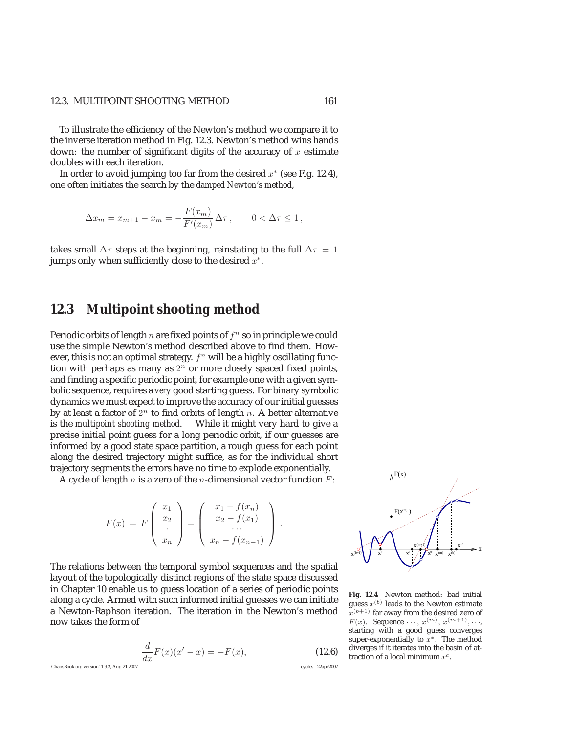To illustrate the efficiency of the Newton's method we compare it to the inverse iteration method in Fig. 12.3. Newton's method wins hands down: the number of significant digits of the accuracy of $x$ estimate doubles with each iteration.

In order to avoid jumping too far from the desired $x^*$ (see Fig. 12.4), one often initiates the search by the *damped Newton's method*,

$$\Delta x_m = x_{m+1} - x_m = -\frac{F(x_m)}{F'(x_m)}\,\Delta\tau\,, \qquad 0 < \Delta\tau \le 1\,,$$

takes small $\Delta\tau$ steps at the beginning, reinstating to the full $\Delta\tau = 1$ jumps only when sufficiently close to the desired $x^*$.

## 12.3 Multipoint shooting method

Periodic orbits of length $n$ are fixed points of $f^n$ so in principle we could use the simple Newton's method described above to find them. However, this is not an optimal strategy. $f^n$ will be a highly oscillating function with perhaps as many as $2^n$ or more closely spaced fixed points, and finding a specific periodic point, for example one with a given symbolic sequence, requires a *very* good starting guess. For binary symbolic dynamics we must expect to improve the accuracy of our initial guesses by at least a factor of $2^n$ to find orbits of length $n$. A better alternative is the *multipoint shooting method*. While it might very hard to give a precise initial point guess for a long periodic orbit, if our guesses are informed by a good state space partition, a rough guess for each point along the desired trajectory might suffice, as for the individual short trajectory segments the errors have no time to explode exponentially.

A cycle of length $n$ is a zero of the $n$-dimensional vector function $F$:

$$F(x) \,=\, F\begin{pmatrix} x_1 \\ x_2 \\ \cdot \\ x_n \end{pmatrix} = \begin{pmatrix} x_1 - f(x_n) \\ x_2 - f(x_1) \\ \cdots \\ x_n - f(x_{n-1}) \end{pmatrix}\,.$$

The relations between the temporal symbol sequences and the spatial layout of the topologically distinct regions of the state space discussed in Chapter 10 enable us to guess location of a series of periodic points along a cycle. Armed with such informed initial guesses we can initiate a Newton-Raphson iteration. The iteration in the Newton's method now takes the form of

$$\frac{d}{dx}F(x)(x' - x) = -F(x), \tag{12.6}$$

**Fig. 12.4** Newton method: bad initial guess $x^{(b)}$ leads to the Newton estimate $x^{(b+1)}$ far away from the desired zero of $F(x)$. Sequence $\cdots$, $x^{(m)}$, $x^{(m+1)}$, $\cdots$, starting with a good guess converges super-exponentially to $x^*$. The method diverges if it iterates into the basin of attraction of a local minimum $x^c$.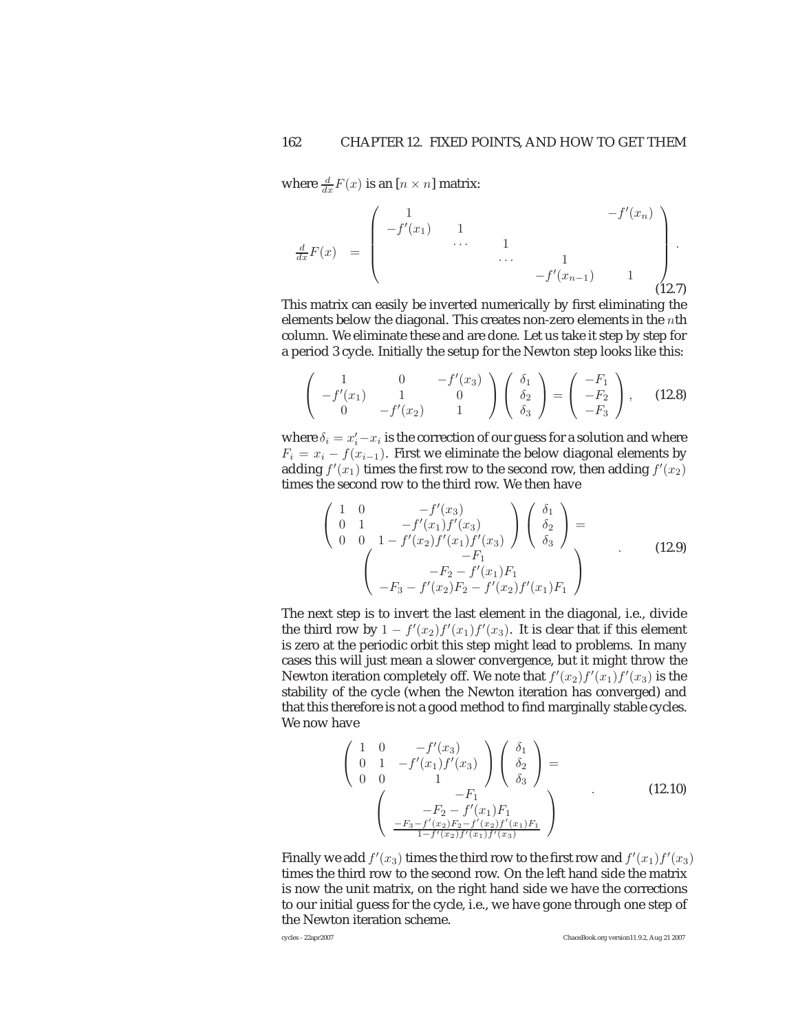where $\frac{d}{dx}F(x)$ is an $[n \times n]$ matrix:

$$
\frac{d}{dx}F(x) = \begin{pmatrix} 1 & & & & & -f'(x_n) \\ -f'(x_1) & 1 & & & & \\ & \cdots & 1 & & & \\ & & \cdots & 1 & & \\ & & & -f'(x_{n-1}) & 1 & \end{pmatrix} . \tag{12.7}
$$

This matrix can easily be inverted numerically by first eliminating the elements below the diagonal. This creates non-zero elements in the $n$th column. We eliminate these and are done. Let us take it step by step for a period 3 cycle. Initially the setup for the Newton step looks like this:

$$
\begin{pmatrix} 1 & 0 & -f'(x_3) \\ -f'(x_1) & 1 & 0 \\ 0 & -f'(x_2) & 1 \end{pmatrix} \begin{pmatrix} \delta_1 \\ \delta_2 \\ \delta_3 \end{pmatrix} = \begin{pmatrix} -F_1 \\ -F_2 \\ -F_3 \end{pmatrix} , \tag{12.8}
$$

where $\delta_i = x_i' - x_i$ is the correction of our guess for a solution and where $F_i = x_i - f(x_{i-1})$. First we eliminate the below diagonal elements by adding $f'(x_1)$ times the first row to the second row, then adding $f'(x_2)$ times the second row to the third row. We then have

$$
\begin{pmatrix} 1 & 0 & -f'(x_3) \\ 0 & 1 & -f'(x_1)f'(x_3) \\ 0 & 0 & 1 - f'(x_2)f'(x_1)f'(x_3) \end{pmatrix} \begin{pmatrix} \delta_1 \\ \delta_2 \\ \delta_3 \end{pmatrix} = \begin{pmatrix} -F_1 \\ -F_2 - f'(x_1)F_1 \\ -F_3 - f'(x_2)F_2 - f'(x_2)f'(x_1)F_1 \end{pmatrix} . \tag{12.9}
$$

The next step is to invert the last element in the diagonal, i.e., divide the third row by $1 - f'(x_2)f'(x_1)f'(x_3)$. It is clear that if this element is zero at the periodic orbit this step might lead to problems. In many cases this will just mean a slower convergence, but it might throw the Newton iteration completely off. We note that $f'(x_2)f'(x_1)f'(x_3)$ is the stability of the cycle (when the Newton iteration has converged) and that this therefore is not a good method to find marginally stable cycles. We now have

$$
\begin{pmatrix} 1 & 0 & -f'(x_3) \\ 0 & 1 & -f'(x_1)f'(x_3) \\ 0 & 0 & 1 \end{pmatrix} \begin{pmatrix} \delta_1 \\ \delta_2 \\ \delta_3 \end{pmatrix} = \begin{pmatrix} -F_1 \\ -F_2 - f'(x_1)F_1 \\ \frac{-F_3 - f'(x_2)F_2 - f'(x_2)f'(x_1)F_1}{1 - f'(x_2)f'(x_1)f'(x_3)} \end{pmatrix} . \tag{12.10}
$$

Finally we add $f'(x_3)$ times the third row to the first row and $f'(x_1)f'(x_3)$ times the third row to the second row. On the left hand side the matrix is now the unit matrix, on the right hand side we have the corrections to our initial guess for the cycle, i.e., we have gone through one step of the Newton iteration scheme.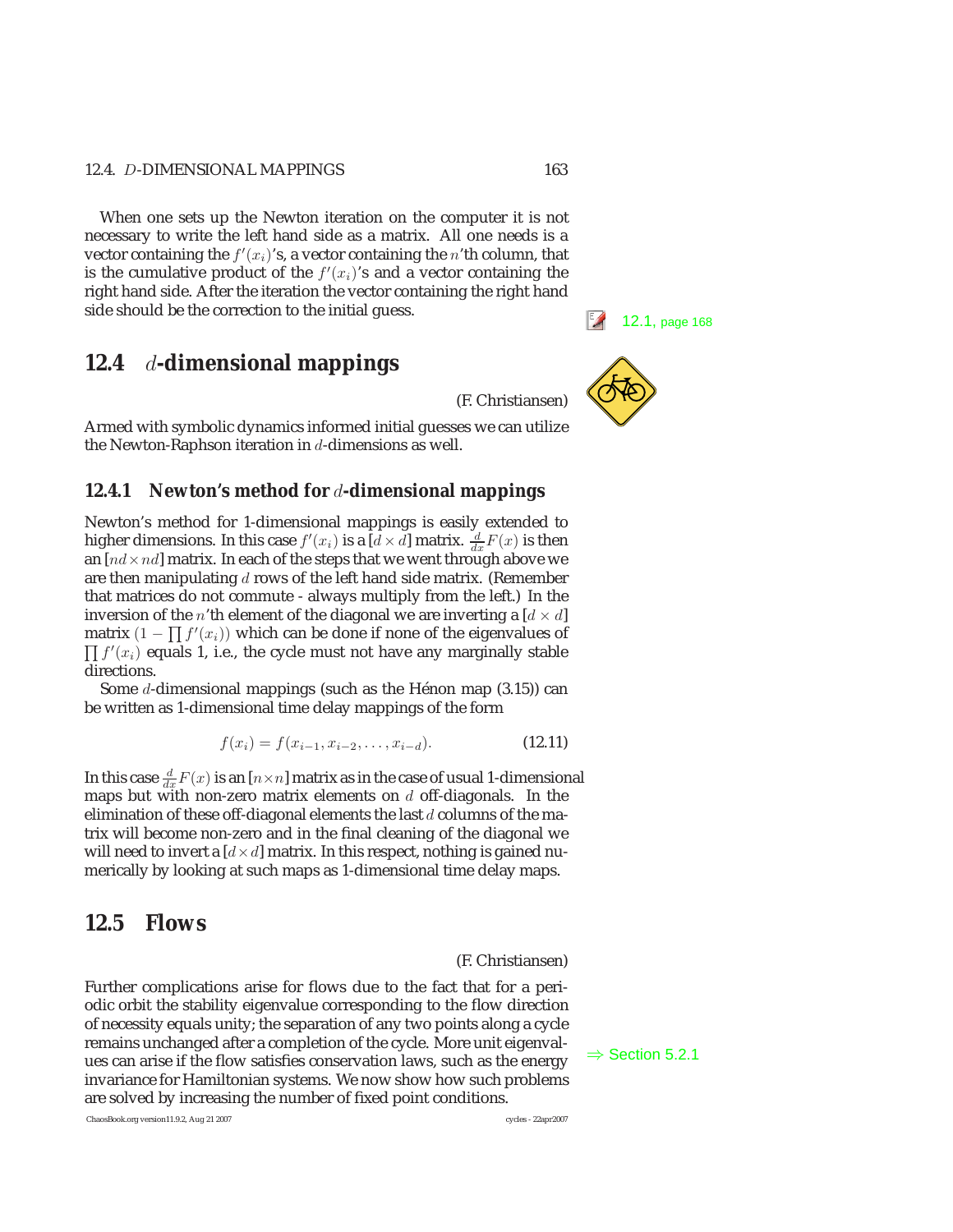When one sets up the Newton iteration on the computer it is not necessary to write the left hand side as a matrix. All one needs is a vector containing the $f'(x_i)$'s, a vector containing the $n$'th column, that is the cumulative product of the $f'(x_i)$'s and a vector containing the right hand side. After the iteration the vector containing the right hand side should be the correction to the initial guess.

12.1, page 168

## 12.4 $d$-dimensional mappings

(F. Christiansen)

Armed with symbolic dynamics informed initial guesses we can utilize the Newton-Raphson iteration in $d$-dimensions as well.

### 12.4.1 Newton's method for $d$-dimensional mappings

Newton's method for 1-dimensional mappings is easily extended to higher dimensions. In this case $f'(x_i)$ is a $[d \times d]$ matrix. $\frac{d}{dx}F(x)$ is then an $[nd \times nd]$ matrix. In each of the steps that we went through above we are then manipulating $d$ rows of the left hand side matrix. (Remember that matrices do not commute - always multiply from the left.) In the inversion of the $n$'th element of the diagonal we are inverting a $[d \times d]$ matrix $(1 - \prod f'(x_i))$ which can be done if none of the eigenvalues of $\prod f'(x_i)$ equals 1, i.e., the cycle must not have any marginally stable directions.

Some $d$-dimensional mappings (such as the Hénon map (3.15)) can be written as 1-dimensional time delay mappings of the form

$$f(x_i) = f(x_{i-1}, x_{i-2}, \dots, x_{i-d}). \tag{12.11}$$

In this case $\frac{d}{dx}F(x)$ is an $[n \times n]$ matrix as in the case of usual 1-dimensional maps but with non-zero matrix elements on $d$ off-diagonals. In the elimination of these off-diagonal elements the last $d$ columns of the matrix will become non-zero and in the final cleaning of the diagonal we will need to invert a $[d \times d]$ matrix. In this respect, nothing is gained numerically by looking at such maps as 1-dimensional time delay maps.

## 12.5 Flows

(F. Christiansen)

Further complications arise for flows due to the fact that for a periodic orbit the stability eigenvalue corresponding to the flow direction of necessity equals unity; the separation of any two points along a cycle remains unchanged after a completion of the cycle. More unit eigenvalues can arise if the flow satisfies conservation laws, such as the energy invariance for Hamiltonian systems. We now show how such problems are solved by increasing the number of fixed point conditions.

⇒ Section 5.2.1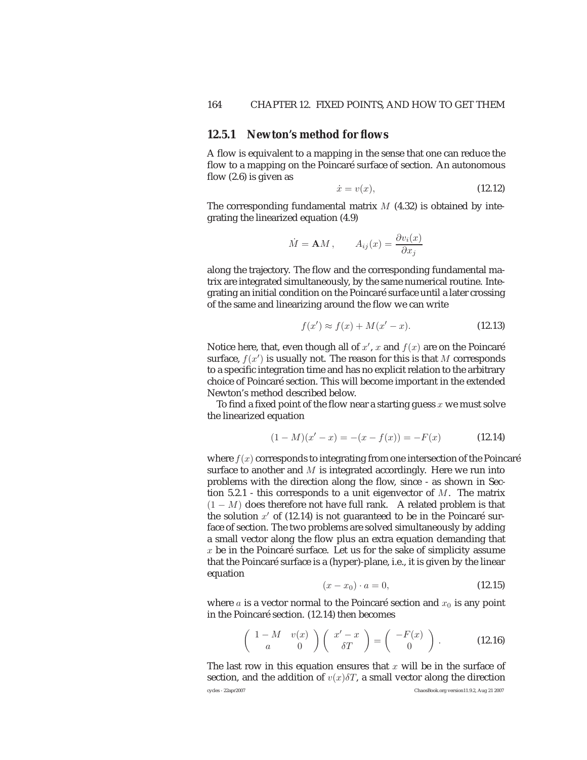### 12.5.1 Newton's method for flows

A flow is equivalent to a mapping in the sense that one can reduce the flow to a mapping on the Poincaré surface of section. An autonomous flow (2.6) is given as

$$\dot{x} = v(x), \tag{12.12}$$

The corresponding fundamental matrix $M$ (4.32) is obtained by integrating the linearized equation (4.9)

$$\dot{M} = \mathbf{A}M\,, \qquad A_{ij}(x) = \frac{\partial v_i(x)}{\partial x_j}$$

along the trajectory. The flow and the corresponding fundamental matrix are integrated simultaneously, by the same numerical routine. Integrating an initial condition on the Poincaré surface until a later crossing of the same and linearizing around the flow we can write

$$f(x') \approx f(x) + M(x' - x). \tag{12.13}$$

Notice here, that, even though all of $x'$, $x$ and $f(x)$ are on the Poincaré surface, $f(x')$ is usually not. The reason for this is that $M$ corresponds to a specific integration time and has no explicit relation to the arbitrary choice of Poincaré section. This will become important in the extended Newton's method described below.

To find a fixed point of the flow near a starting guess $x$ we must solve the linearized equation

$$(1 - M)(x' - x) = -(x - f(x)) = -F(x) \tag{12.14}$$

where $f(x)$ corresponds to integrating from one intersection of the Poincaré surface to another and $M$ is integrated accordingly. Here we run into problems with the direction along the flow, since - as shown in Section 5.2.1 - this corresponds to a unit eigenvector of $M$. The matrix $(1 - M)$ does therefore not have full rank. A related problem is that the solution $x'$ of (12.14) is not guaranteed to be in the Poincaré surface of section. The two problems are solved simultaneously by adding a small vector along the flow plus an extra equation demanding that $x$ be in the Poincaré surface. Let us for the sake of simplicity assume that the Poincaré surface is a (hyper)-plane, i.e., it is given by the linear equation

$$(x - x_0) \cdot a = 0, \tag{12.15}$$

where $a$ is a vector normal to the Poincaré section and $x_0$ is any point in the Poincaré section. (12.14) then becomes

$$\left( \begin{array}{cc} 1 - M & v(x) \\ a & 0 \end{array} \right) \left( \begin{array}{c} x' - x \\ \delta T \end{array} \right) = \left( \begin{array}{c} -F(x) \\ 0 \end{array} \right). \tag{12.16}$$

The last row in this equation ensures that $x$ will be in the surface of section, and the addition of $v(x)\delta T$, a small vector along the direction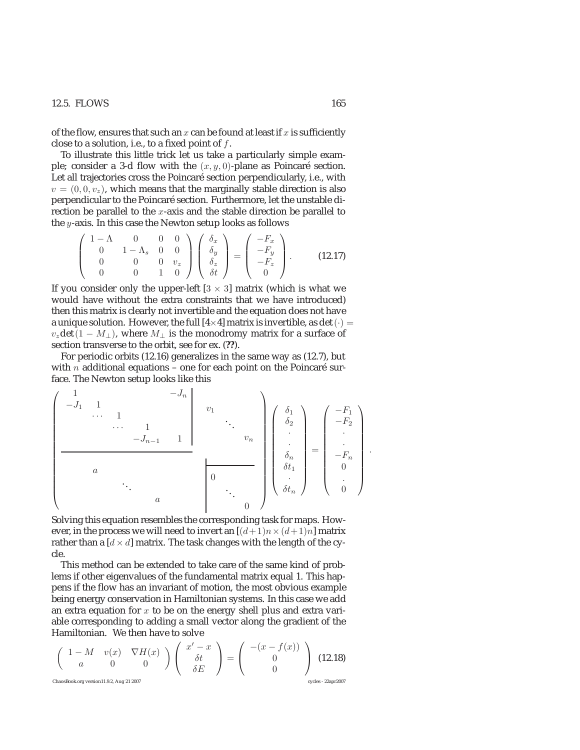of the flow, ensures that such an $x$ can be found at least if $x$ is sufficiently close to a solution, i.e., to a fixed point of $f$.

To illustrate this little trick let us take a particularly simple example; consider a 3-d flow with the $(x, y, 0)$-plane as Poincaré section. Let all trajectories cross the Poincaré section perpendicularly, i.e., with $v = (0, 0, v_z)$, which means that the marginally stable direction is also perpendicular to the Poincaré section. Furthermore, let the unstable direction be parallel to the $x$-axis and the stable direction be parallel to the $y$-axis. In this case the Newton setup looks as follows

$$
\begin{pmatrix} 1-\Lambda & 0 & 0 & 0 \\ 0 & 1-\Lambda_s & 0 & 0 \\ 0 & 0 & 0 & v_z \\ 0 & 0 & 1 & 0 \end{pmatrix}
\begin{pmatrix} \delta_x \\ \delta_y \\ \delta_z \\ \delta t \end{pmatrix}
=
\begin{pmatrix} -F_x \\ -F_y \\ -F_z \\ 0 \end{pmatrix} . \tag{12.17}
$$

If you consider only the upper-left $[3 \times 3]$ matrix (which is what we would have without the extra constraints that we have introduced) then this matrix is clearly not invertible and the equation does not have a unique solution. However, the full $[4 \times 4]$ matrix is invertible, as $\det(\cdot) = v_z \det(1 - M_\perp)$, where $M_\perp$ is the monodromy matrix for a surface of section transverse to the orbit, see for ex. (**??**).

For periodic orbits (12.16) generalizes in the same way as (12.7), but with $n$ additional equations – one for each point on the Poincaré surface. The Newton setup looks like this

$$
\left(\begin{array}{ccccc|ccc}
1 & & & & -J_n & & & \\
-J_1 & 1 & & & & v_1 & & \\
 & \cdots & 1 & & & & \ddots & \\
 & & \cdots & 1 & & & & \\
 & & & -J_{n-1} & 1 & & & v_n \\
\hline
 & & & & & & & \\
 & a & & & & 0 & & \\
 & & \ddots & & & & \ddots & \\
 & & & a & & & & 0
\end{array}\right)
\begin{pmatrix} \delta_1 \\ \delta_2 \\ \cdot \\ \cdot \\ \delta_n \\ \delta t_1 \\ \cdot \\ \delta t_n \end{pmatrix}
=
\begin{pmatrix} -F_1 \\ -F_2 \\ \cdot \\ \cdot \\ -F_n \\ 0 \\ \cdot \\ 0 \end{pmatrix} .
$$

Solving this equation resembles the corresponding task for maps. However, in the process we will need to invert an $[(d+1)n \times (d+1)n]$ matrix rather than a $[d \times d]$ matrix. The task changes with the length of the cycle.

This method can be extended to take care of the same kind of problems if other eigenvalues of the fundamental matrix equal 1. This happens if the flow has an invariant of motion, the most obvious example being energy conservation in Hamiltonian systems. In this case we add an extra equation for $x$ to be on the energy shell plus and extra variable corresponding to adding a small vector along the gradient of the Hamiltonian. We then have to solve

$$
\begin{pmatrix} 1-M & v(x) & \nabla H(x) \\ a & 0 & 0 \end{pmatrix}
\begin{pmatrix} x' - x \\ \delta t \\ \delta E \end{pmatrix}
=
\begin{pmatrix} -(x - f(x)) \\ 0 \\ 0 \end{pmatrix} \tag{12.18}
$$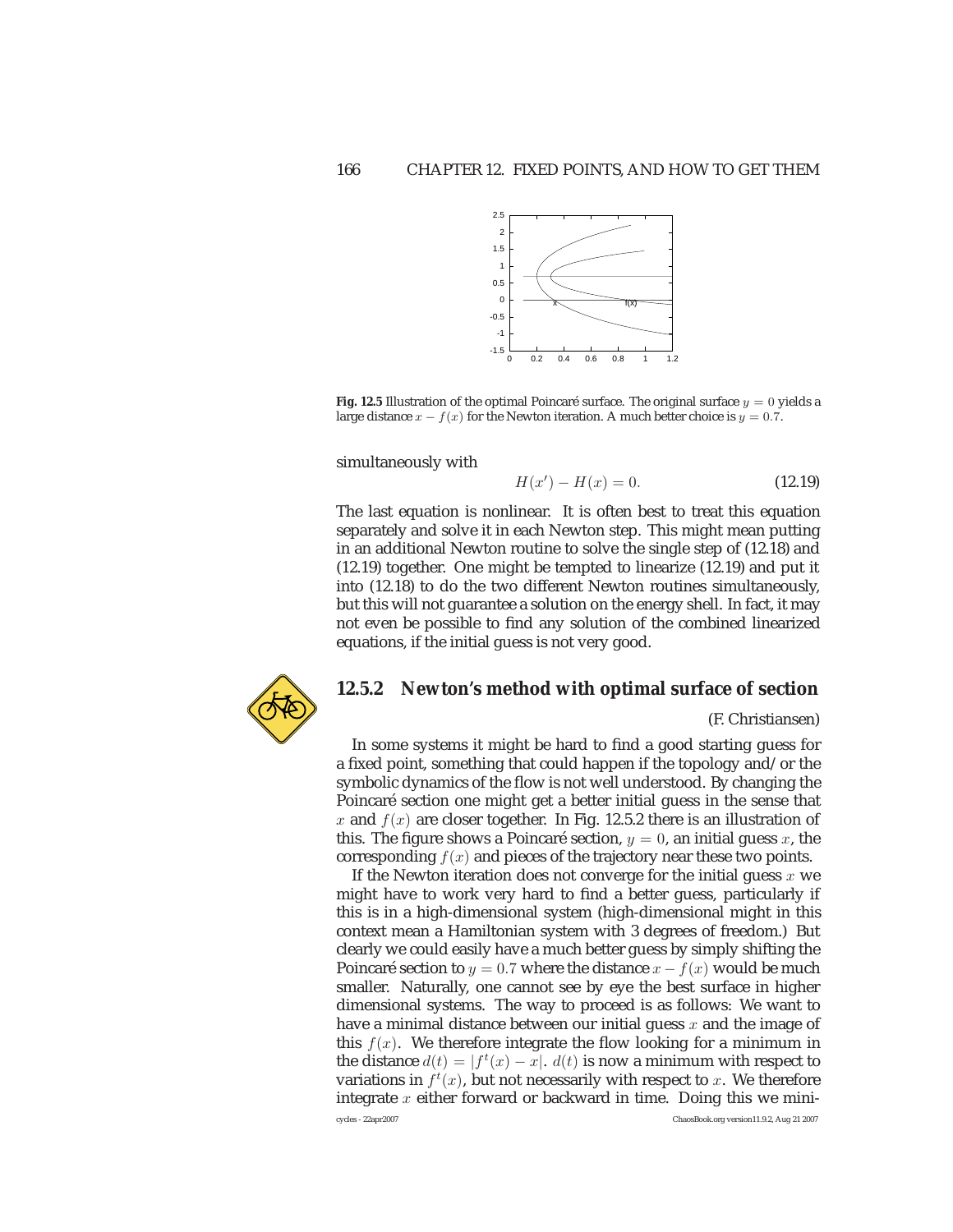**Fig. 12.5** Illustration of the optimal Poincaré surface. The original surface $y = 0$ yields a large distance $x - f(x)$ for the Newton iteration. A much better choice is $y = 0.7$.

simultaneously with

$$H(x') - H(x) = 0. \tag{12.19}$$

The last equation is nonlinear. It is often best to treat this equation separately and solve it in each Newton step. This might mean putting in an additional Newton routine to solve the single step of (12.18) and (12.19) together. One might be tempted to linearize (12.19) and put it into (12.18) to do the two different Newton routines simultaneously, but this will not guarantee a solution on the energy shell. In fact, it may not even be possible to find any solution of the combined linearized equations, if the initial guess is not very good.

### 12.5.2 Newton's method with optimal surface of section

(F. Christiansen)

In some systems it might be hard to find a good starting guess for a fixed point, something that could happen if the topology and/or the symbolic dynamics of the flow is not well understood. By changing the Poincaré section one might get a better initial guess in the sense that $x$ and $f(x)$ are closer together. In Fig. 12.5.2 there is an illustration of this. The figure shows a Poincaré section, $y = 0$, an initial guess $x$, the corresponding $f(x)$ and pieces of the trajectory near these two points.

If the Newton iteration does not converge for the initial guess $x$ we might have to work very hard to find a better guess, particularly if this is in a high-dimensional system (high-dimensional might in this context mean a Hamiltonian system with 3 degrees of freedom.) But clearly we could easily have a much better guess by simply shifting the Poincaré section to $y = 0.7$ where the distance $x - f(x)$ would be much smaller. Naturally, one cannot see by eye the best surface in higher dimensional systems. The way to proceed is as follows: We want to have a minimal distance between our initial guess $x$ and the image of this $f(x)$. We therefore integrate the flow looking for a minimum in the distance $d(t) = |f^t(x) - x|$. $d(t)$ is now a minimum with respect to variations in $f^t(x)$, but not necessarily with respect to $x$. We therefore integrate $x$ either forward or backward in time. Doing this we mini-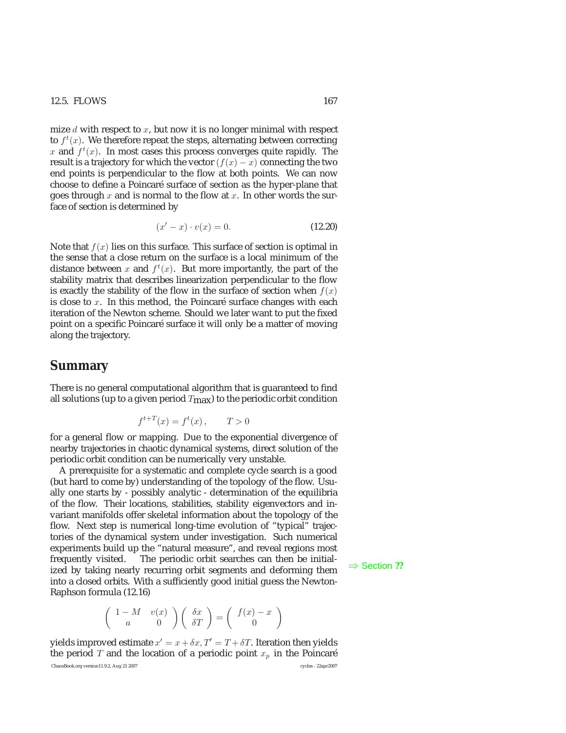mize $d$ with respect to $x$, but now it is no longer minimal with respect to $f^t(x)$. We therefore repeat the steps, alternating between correcting $x$ and $f^t(x)$. In most cases this process converges quite rapidly. The result is a trajectory for which the vector $(f(x) - x)$ connecting the two end points is perpendicular to the flow at both points. We can now choose to define a Poincaré surface of section as the hyper-plane that goes through $x$ and is normal to the flow at $x$. In other words the surface of section is determined by

$$(x' - x) \cdot v(x) = 0. \tag{12.20}$$

Note that $f(x)$ lies on this surface. This surface of section is optimal in the sense that a close return on the surface is a local minimum of the distance between $x$ and $f^t(x)$. But more importantly, the part of the stability matrix that describes linearization perpendicular to the flow is exactly the stability of the flow in the surface of section when $f(x)$ is close to $x$. In this method, the Poincaré surface changes with each iteration of the Newton scheme. Should we later want to put the fixed point on a specific Poincaré surface it will only be a matter of moving along the trajectory.

## Summary

There is no general computational algorithm that is guaranteed to find all solutions (up to a given period $T_{\text{max}}$) to the periodic orbit condition

$$f^{t+T}(x) = f^t(x)\,, \qquad T > 0$$

for a general flow or mapping. Due to the exponential divergence of nearby trajectories in chaotic dynamical systems, direct solution of the periodic orbit condition can be numerically very unstable.

A prerequisite for a systematic and complete cycle search is a good (but hard to come by) understanding of the topology of the flow. Usually one starts by - possibly analytic - determination of the equilibria of the flow. Their locations, stabilities, stability eigenvectors and invariant manifolds offer skeletal information about the topology of the flow. Next step is numerical long-time evolution of "typical" trajectories of the dynamical system under investigation. Such numerical experiments build up the "natural measure", and reveal regions most frequently visited. The periodic orbit searches can then be initialized by taking nearly recurring orbit segments and deforming them into a closed orbits. With a sufficiently good initial guess the Newton-Raphson formula (12.16)

⇒ Section ??

$$\begin{pmatrix} 1 - M & v(x) \\ a & 0 \end{pmatrix} \begin{pmatrix} \delta x \\ \delta T \end{pmatrix} = \begin{pmatrix} f(x) - x \\ 0 \end{pmatrix}$$

yields improved estimate $x' = x + \delta x, T' = T + \delta T$. Iteration then yields the period $T$ and the location of a periodic point $x_p$ in the Poincaré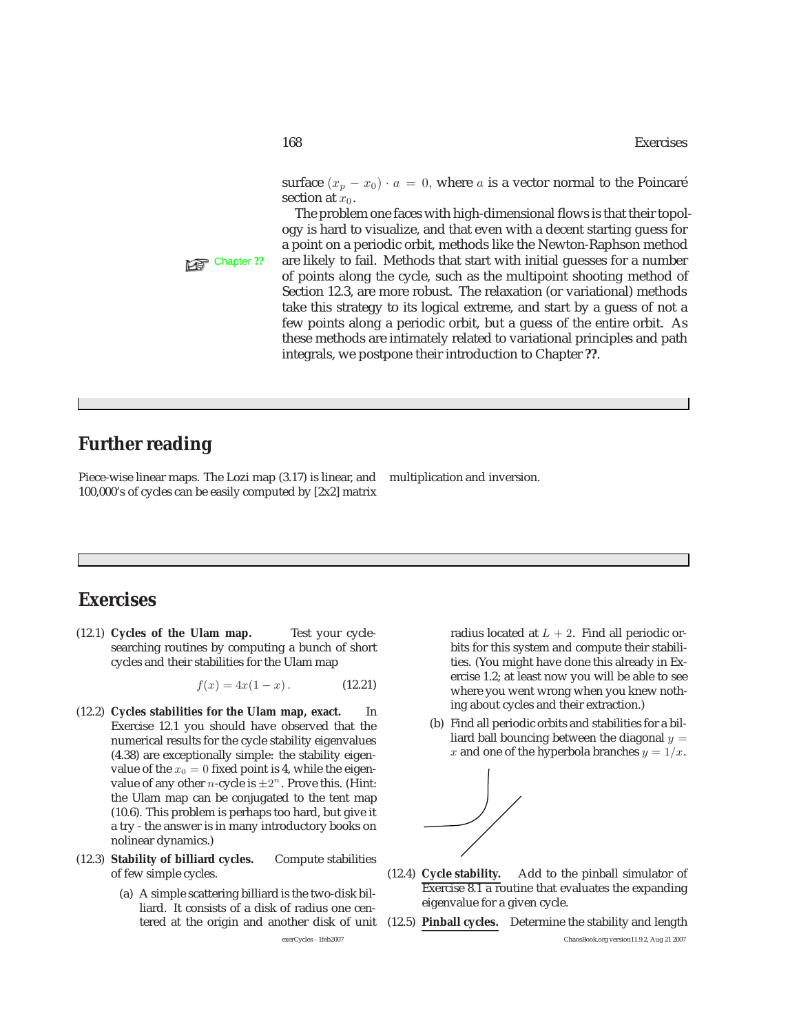surface $(x_p - x_0) \cdot a = 0$, where $a$ is a vector normal to the Poincaré section at $x_0$.

The problem one faces with high-dimensional flows is that their topology is hard to visualize, and that even with a decent starting guess for a point on a periodic orbit, methods like the Newton-Raphson method are likely to fail. Methods that start with initial guesses for a number of points along the cycle, such as the multipoint shooting method of Section 12.3, are more robust. The relaxation (or variational) methods take this strategy to its logical extreme, and start by a guess of not a few points along a periodic orbit, but a guess of the entire orbit. As these methods are intimately related to variational principles and path integrals, we postpone their introduction to Chapter **??**.

Chapter **??**

## Further reading

Piece-wise linear maps. The Lozi map (3.17) is linear, and 100,000's of cycles can be easily computed by [2x2] matrix multiplication and inversion.

## Exercises

(12.1) **Cycles of the Ulam map.** Test your cycle-searching routines by computing a bunch of short cycles and their stabilities for the Ulam map

$$f(x) = 4x(1-x)\,. \qquad (12.21)$$

(12.2) **Cycles stabilities for the Ulam map, exact.** In Exercise 12.1 you should have observed that the numerical results for the cycle stability eigenvalues (4.38) are exceptionally simple: the stability eigenvalue of the $x_0 = 0$ fixed point is 4, while the eigenvalue of any other $n$-cycle is $\pm 2^n$. Prove this. (Hint: the Ulam map can be conjugated to the tent map (10.6). This problem is perhaps too hard, but give it a try - the answer is in many introductory books on nolinear dynamics.)

(12.3) **Stability of billiard cycles.** Compute stabilities of few simple cycles.

(a) A simple scattering billiard is the two-disk billiard. It consists of a disk of radius one centered at the origin and another disk of unit radius located at $L+2$. Find all periodic orbits for this system and compute their stabilities. (You might have done this already in Exercise 1.2; at least now you will be able to see where you went wrong when you knew nothing about cycles and their extraction.)

(b) Find all periodic orbits and stabilities for a billiard ball bouncing between the diagonal $y = x$ and one of the hyperbola branches $y = 1/x$.

(12.4) **Cycle stability.** Add to the pinball simulator of Exercise 8.1 a routine that evaluates the expanding eigenvalue for a given cycle.

(12.5) **Pinball cycles.** Determine the stability and length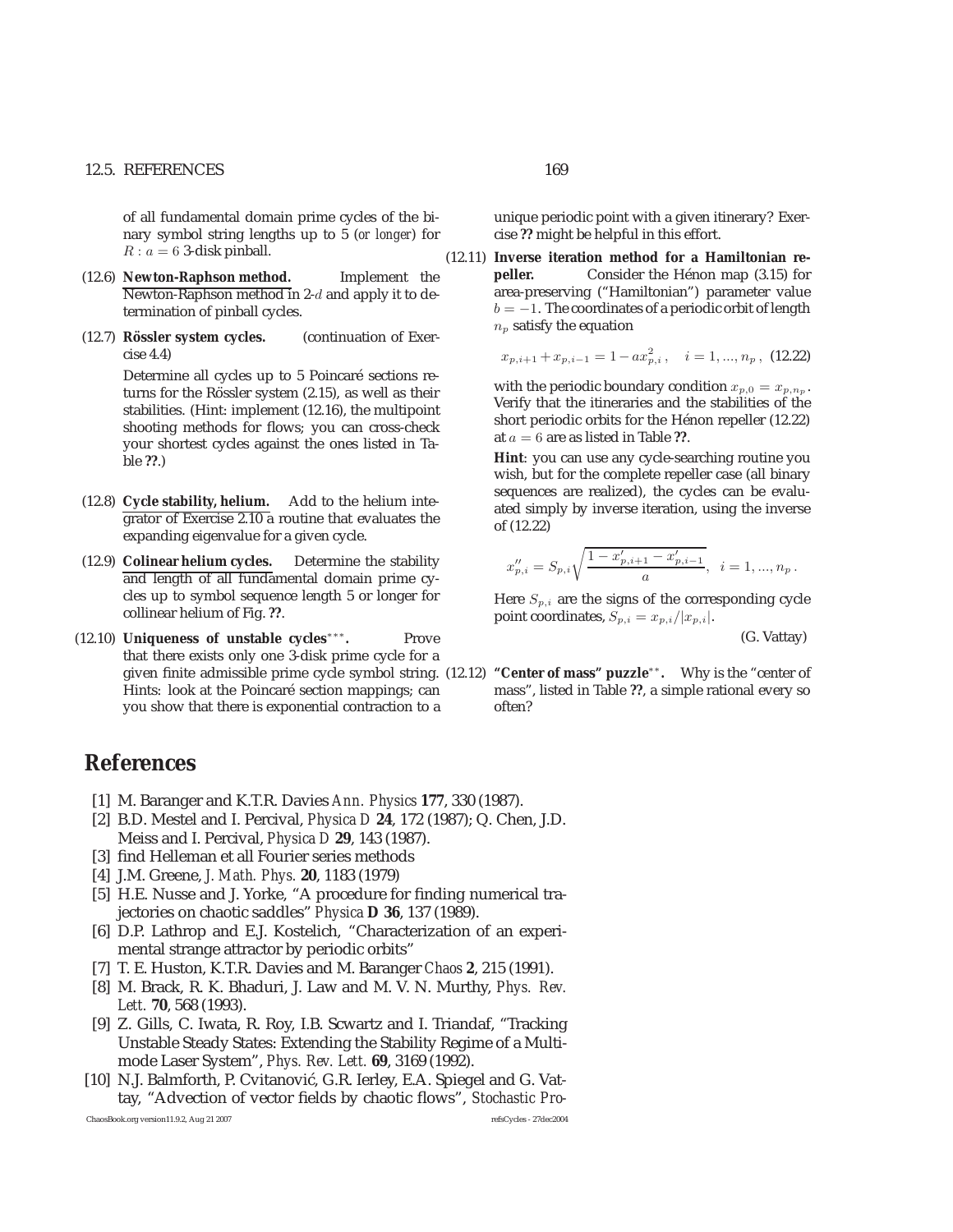of all fundamental domain prime cycles of the binary symbol string lengths up to 5 (*or longer*) for $R : a = 6$ 3-disk pinball.

(12.6) **Newton-Raphson method.** Implement the Newton-Raphson method in 2-$d$ and apply it to determination of pinball cycles.

(12.7) **Rössler system cycles.** (continuation of Exercise 4.4)

Determine all cycles up to 5 Poincaré sections returns for the Rössler system (2.15), as well as their stabilities. (Hint: implement (12.16), the multipoint shooting methods for flows; you can cross-check your shortest cycles against the ones listed in Table **??**.)

(12.8) **Cycle stability, helium.** Add to the helium integrator of Exercise 2.10 a routine that evaluates the expanding eigenvalue for a given cycle.

(12.9) **Colinear helium cycles.** Determine the stability and length of all fundamental domain prime cycles up to symbol sequence length 5 or longer for collinear helium of Fig. **??**.

(12.10) **Uniqueness of unstable cycles**$^{***}$**.** Prove that there exists only one 3-disk prime cycle for a given finite admissible prime cycle symbol string. Hints: look at the Poincaré section mappings; can you show that there is exponential contraction to a unique periodic point with a given itinerary? Exercise **??** might be helpful in this effort.

(12.11) **Inverse iteration method for a Hamiltonian repeller.** Consider the Hénon map (3.15) for area-preserving ("Hamiltonian") parameter value $b = -1$. The coordinates of a periodic orbit of length $n_p$ satisfy the equation

$$x_{p,i+1} + x_{p,i-1} = 1 - a x_{p,i}^2 , \quad i = 1, ..., n_p , \quad (12.22)$$

with the periodic boundary condition $x_{p,0} = x_{p,n_p}$. Verify that the itineraries and the stabilities of the short periodic orbits for the Hénon repeller (12.22) at $a = 6$ are as listed in Table **??**.

**Hint**: you can use any cycle-searching routine you wish, but for the complete repeller case (all binary sequences are realized), the cycles can be evaluated simply by inverse iteration, using the inverse of (12.22)

$$x''_{p,i} = S_{p,i} \sqrt{\frac{1 - x'_{p,i+1} - x'_{p,i-1}}{a}}, \quad i = 1, ..., n_p .$$

Here $S_{p,i}$ are the signs of the corresponding cycle point coordinates, $S_{p,i} = x_{p,i}/|x_{p,i}|$.

(G. Vattay)

(12.12) **"Center of mass" puzzle**$^{**}$**.** Why is the "center of mass", listed in Table **??**, a simple rational every so often?

# References

[1] M. Baranger and K.T.R. Davies *Ann. Physics* **177**, 330 (1987).

[2] B.D. Mestel and I. Percival, *Physica D* **24**, 172 (1987); Q. Chen, J.D. Meiss and I. Percival, *Physica D* **29**, 143 (1987).

[3] find Helleman et all Fourier series methods

[4] J.M. Greene, *J. Math. Phys.* **20**, 1183 (1979)

[5] H.E. Nusse and J. Yorke, "A procedure for finding numerical trajectories on chaotic saddles" *Physica* **D 36**, 137 (1989).

[6] D.P. Lathrop and E.J. Kostelich, "Characterization of an experimental strange attractor by periodic orbits"

[7] T. E. Huston, K.T.R. Davies and M. Baranger *Chaos* **2**, 215 (1991).

[8] M. Brack, R. K. Bhaduri, J. Law and M. V. N. Murthy, *Phys. Rev. Lett.* **70**, 568 (1993).

[9] Z. Gills, C. Iwata, R. Roy, I.B. Scwartz and I. Triandaf, "Tracking Unstable Steady States: Extending the Stability Regime of a Multimode Laser System", *Phys. Rev. Lett.* **69**, 3169 (1992).

[10] N.J. Balmforth, P. Cvitanović, G.R. Ierley, E.A. Spiegel and G. Vattay, "Advection of vector fields by chaotic flows", *Stochastic Pro-*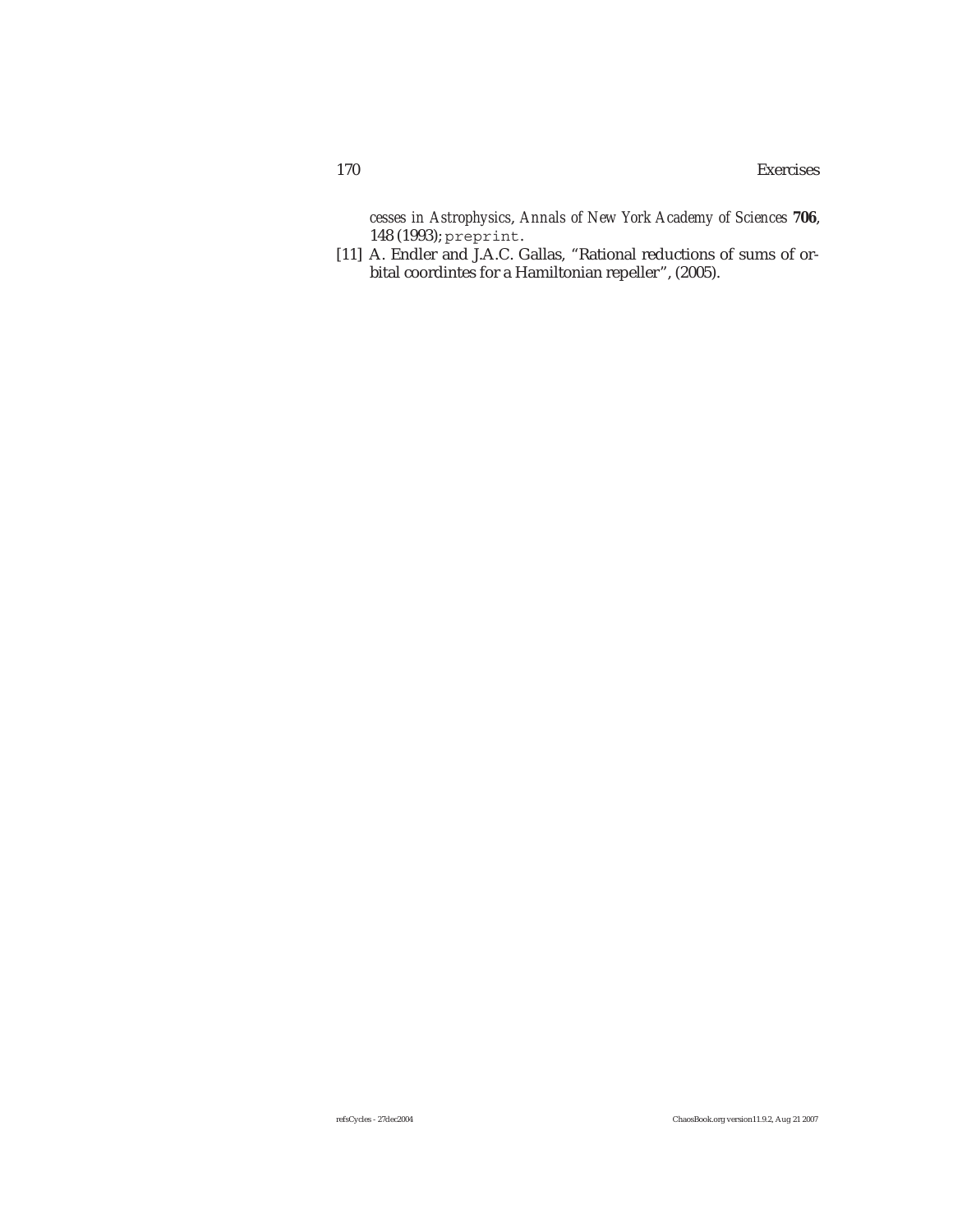*cesses in Astrophysics, Annals of New York Academy of Sciences* **706**, 148 (1993); `preprint`.

[11] A. Endler and J.A.C. Gallas, "Rational reductions of sums of orbital coordintes for a Hamiltonian repeller", (2005).